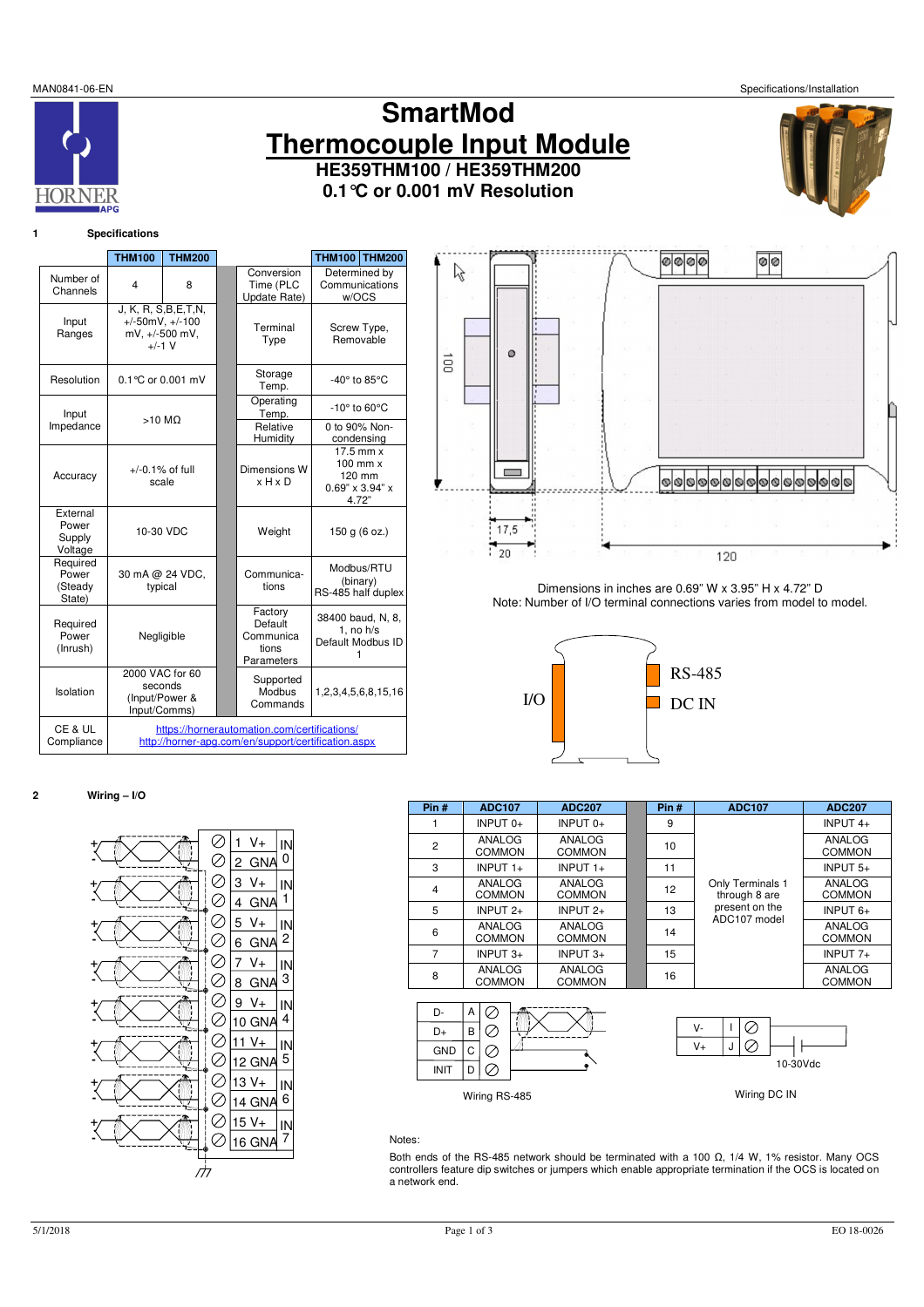MAN0841-06-EN

# SmartMod
# Thermocouple Input Module
## HE359THM100 / HE359THM200
## 0.1°C or 0.001 mV Resolution

### 1 Specifications

| | THM100 | THM200 | | THM100 / THM200 |
|---|---|---|---|---|
| Number of Channels | 4 | 8 | Conversion Time (PLC Update Rate) | Determined by Communications w/OCS |
| Input Ranges | J, K, R, S,B,E,T,N, +/-50mV, +/-100 mV, +/-500 mV, +/-1 V | | Terminal Type | Screw Type, Removable |
| Resolution | 0.1°C or 0.001 mV | | Storage Temp. | -40° to 85°C |
| Input Impedance | >10 MΩ | | Operating Temp. | -10° to 60°C |
| | | | Relative Humidity | 0 to 90% Non-condensing |
| Accuracy | +/-0.1% of full scale | | Dimensions W x H x D | 17.5 mm x 100 mm x 120 mm 0.69" x 3.94" x 4.72" |
| External Power Supply Voltage | 10-30 VDC | | Weight | 150 g (6 oz.) |
| Required Power (Steady State) | 30 mA @ 24 VDC, typical | | Communications | Modbus/RTU (binary) RS-485 half duplex |
| Required Power (Inrush) | Negligible | | Factory Default Communications Parameters | 38400 baud, N, 8, 1, no h/s Default Modbus ID 1 |
| Isolation | 2000 VAC for 60 seconds (Input/Power & Input/Comms) | | Supported Modbus Commands | 1,2,3,4,5,6,8,15,16 |
| CE & UL Compliance | https://hornerautomation.com/certifications/ http://horner-apg.com/en/support/certification.aspx | | | |

Dimensions in inches are 0.69" W x 3.95" H x 4.72" D
Note: Number of I/O terminal connections varies from model to model.

I/O — RS-485 — DC IN

### 2 Wiring – I/O

| Pin # | ADC107 | ADC207 | Pin # | ADC107 | ADC207 |
|---|---|---|---|---|---|
| 1 | INPUT 0+ | INPUT 0+ | 9 | Only Terminals 1 through 8 are present on the ADC107 model | INPUT 4+ |
| 2 | ANALOG COMMON | ANALOG COMMON | 10 | | ANALOG COMMON |
| 3 | INPUT 1+ | INPUT 1+ | 11 | | INPUT 5+ |
| 4 | ANALOG COMMON | ANALOG COMMON | 12 | | ANALOG COMMON |
| 5 | INPUT 2+ | INPUT 2+ | 13 | | INPUT 6+ |
| 6 | ANALOG COMMON | ANALOG COMMON | 14 | | ANALOG COMMON |
| 7 | INPUT 3+ | INPUT 3+ | 15 | | INPUT 7+ |
| 8 | ANALOG COMMON | ANALOG COMMON | 16 | | ANALOG COMMON |

Wiring RS-485 (D- A, D+ B, GND C, INIT D)

Wiring DC IN (V- I, V+ J, 10-30Vdc)

Notes:

Both ends of the RS-485 network should be terminated with a 100 Ω, 1/4 W, 1% resistor. Many OCS controllers feature dip switches or jumpers which enable appropriate termination if the OCS is located on a network end.

5/1/2018 EO 18-0026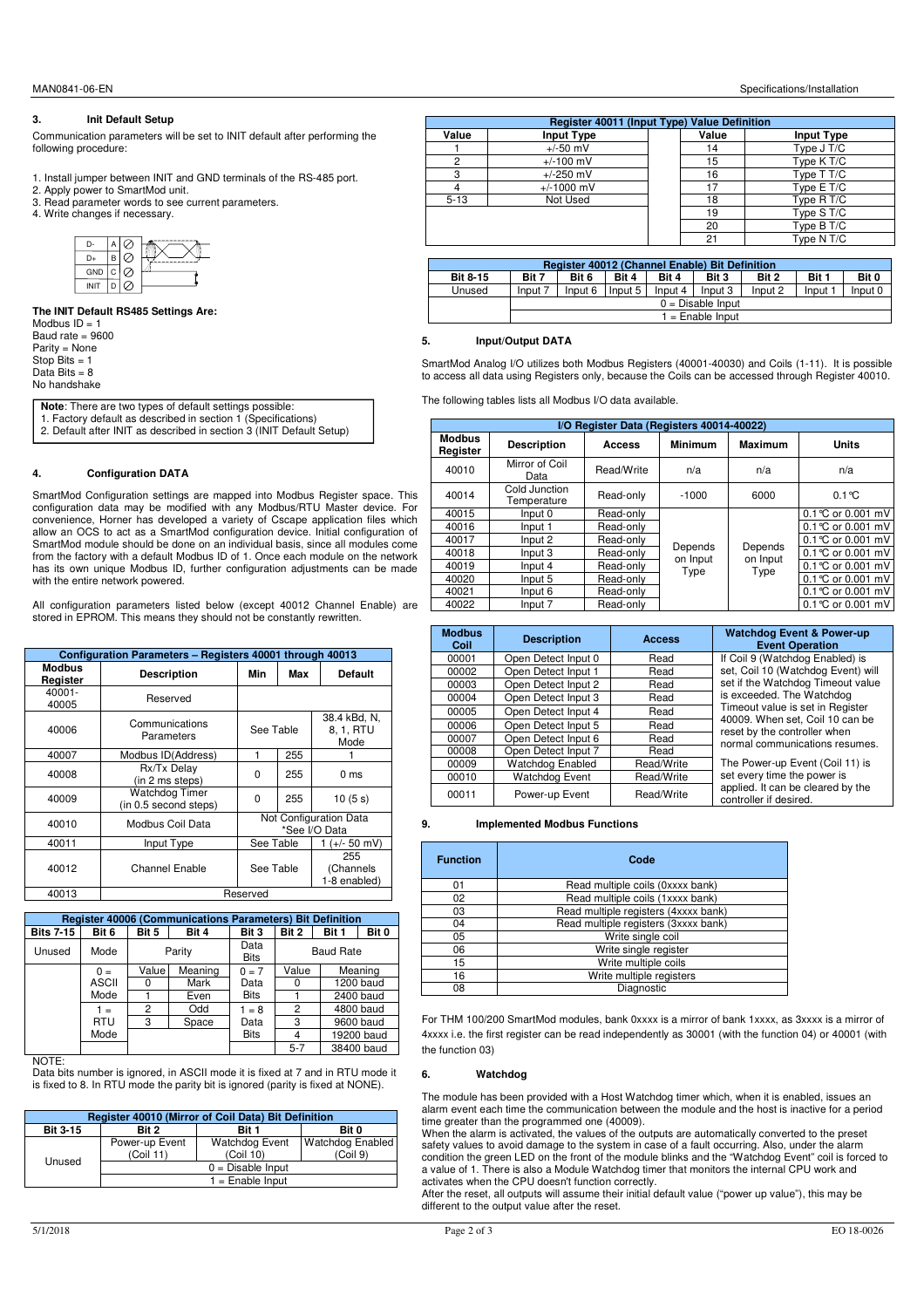## 3. Init Default Setup

Communication parameters will be set to INIT default after performing the following procedure:

1. Install jumper between INIT and GND terminals of the RS-485 port.
2. Apply power to SmartMod unit.
3. Read parameter words to see current parameters.
4. Write changes if necessary.

**The INIT Default RS485 Settings Are:**

Modbus ID = 1
Baud rate = 9600
Parity = None
Stop Bits = 1
Data Bits = 8
No handshake

**Note**: There are two types of default settings possible:
1. Factory default as described in section 1 (Specifications)
2. Default after INIT as described in section 3 (INIT Default Setup)

## 4. Configuration DATA

SmartMod Configuration settings are mapped into Modbus Register space. This configuration data may be modified with any Modbus/RTU Master device. For convenience, Horner has developed a variety of Cscape application files which allow an OCS to act as a SmartMod configuration device. Initial configuration of SmartMod module should be done on an individual basis, since all modules come from the factory with a default Modbus ID of 1. Once each module on the network has its own unique Modbus ID, further configuration adjustments can be made with the entire network powered.

All configuration parameters listed below (except 40012 Channel Enable) are stored in EPROM. This means they should not be constantly rewritten.

| Configuration Parameters – Registers 40001 through 40013 | | | | |
|---|---|---|---|---|
| **Modbus Register** | **Description** | **Min** | **Max** | **Default** |
| 40001-40005 | Reserved | | | |
| 40006 | Communications Parameters | See Table | | 38.4 kBd, N, 8, 1, RTU Mode |
| 40007 | Modbus ID(Address) | 1 | 255 | 1 |
| 40008 | Rx/Tx Delay (in 2 ms steps) | 0 | 255 | 0 ms |
| 40009 | Watchdog Timer (in 0.5 second steps) | 0 | 255 | 10 (5 s) |
| 40010 | Modbus Coil Data | Not Configuration Data *See I/O Data | | |
| 40011 | Input Type | See Table | | 1 (+/- 50 mV) |
| 40012 | Channel Enable | See Table | | 255 (Channels 1-8 enabled) |
| 40013 | Reserved | | | |

| Register 40006 (Communications Parameters) Bit Definition | | | | | | | |
|---|---|---|---|---|---|---|---|
| **Bits 7-15** | **Bit 6** | **Bit 5** | **Bit 4** | **Bit 3** | **Bit 2** | **Bit 1** | **Bit 0** |
| Unused | Mode | Parity | | Data Bits | Baud Rate | | |
| | 0 = ASCII Mode | Value | Meaning | 0 = 7 Data Bits | Value | Meaning | |
| | | 0 | Mark | | 0 | 1200 baud | |
| | | 1 | Even | | 1 | 2400 baud | |
| | 1 = RTU Mode | 2 | Odd | 1 = 8 Data Bits | 2 | 4800 baud | |
| | | 3 | Space | | 3 | 9600 baud | |
| | | | | | 4 | 19200 baud | |
| | | | | | 5-7 | 38400 baud | |

NOTE:
Data bits number is ignored, in ASCII mode it is fixed at 7 and in RTU mode it is fixed to 8. In RTU mode the parity bit is ignored (parity is fixed at NONE).

| Register 40010 (Mirror of Coil Data) Bit Definition | | | |
|---|---|---|---|
| **Bit 3-15** | **Bit 2** | **Bit 1** | **Bit 0** |
| Unused | Power-up Event (Coil 11) | Watchdog Event (Coil 10) | Watchdog Enabled (Coil 9) |
| | 0 = Disable Input | | |
| | 1 = Enable Input | | |

| Register 40011 (Input Type) Value Definition | | | |
|---|---|---|---|
| **Value** | **Input Type** | **Value** | **Input Type** |
| 1 | +/-50 mV | 14 | Type J T/C |
| 2 | +/-100 mV | 15 | Type K T/C |
| 3 | +/-250 mV | 16 | Type T T/C |
| 4 | +/-1000 mV | 17 | Type E T/C |
| 5-13 | Not Used | 18 | Type R T/C |
| | | 19 | Type S T/C |
| | | 20 | Type B T/C |
| | | 21 | Type N T/C |

| Register 40012 (Channel Enable) Bit Definition | | | | | | | | |
|---|---|---|---|---|---|---|---|---|
| **Bit 8-15** | **Bit 7** | **Bit 6** | **Bit 4** | **Bit 4** | **Bit 3** | **Bit 2** | **Bit 1** | **Bit 0** |
| Unused | Input 7 | Input 6 | Input 5 | Input 4 | Input 3 | Input 2 | Input 1 | Input 0 |
| | 0 = Disable Input | | | | | | | |
| | 1 = Enable Input | | | | | | | |

## 5. Input/Output DATA

SmartMod Analog I/O utilizes both Modbus Registers (40001-40030) and Coils (1-11). It is possible to access all data using Registers only, because the Coils can be accessed through Register 40010.

The following tables lists all Modbus I/O data available.

| I/O Register Data (Registers 40014-40022) | | | | | |
|---|---|---|---|---|---|
| **Modbus Register** | **Description** | **Access** | **Minimum** | **Maximum** | **Units** |
| 40010 | Mirror of Coil Data | Read/Write | n/a | n/a | n/a |
| 40014 | Cold Junction Temperature | Read-only | -1000 | 6000 | 0.1 °C |
| 40015 | Input 0 | Read-only | Depends on Input Type | Depends on Input Type | 0.1 °C or 0.001 mV |
| 40016 | Input 1 | Read-only | | | 0.1 °C or 0.001 mV |
| 40017 | Input 2 | Read-only | | | 0.1 °C or 0.001 mV |
| 40018 | Input 3 | Read-only | | | 0.1 °C or 0.001 mV |
| 40019 | Input 4 | Read-only | | | 0.1 °C or 0.001 mV |
| 40020 | Input 5 | Read-only | | | 0.1 °C or 0.001 mV |
| 40021 | Input 6 | Read-only | | | 0.1 °C or 0.001 mV |
| 40022 | Input 7 | Read-only | | | 0.1 °C or 0.001 mV |

| Modbus Coil | Description | Access | Watchdog Event & Power-up Event Operation |
|---|---|---|---|
| 00001 | Open Detect Input 0 | Read | If Coil 9 (Watchdog Enabled) is set, Coil 10 (Watchdog Event) will set if the Watchdog Timeout value is exceeded. The Watchdog Timeout value is set in Register 40009. When set, Coil 10 can be reset by the controller when normal communications resumes. |
| 00002 | Open Detect Input 1 | Read | |
| 00003 | Open Detect Input 2 | Read | |
| 00004 | Open Detect Input 3 | Read | |
| 00005 | Open Detect Input 4 | Read | |
| 00006 | Open Detect Input 5 | Read | |
| 00007 | Open Detect Input 6 | Read | |
| 00008 | Open Detect Input 7 | Read | |
| 00009 | Watchdog Enabled | Read/Write | The Power-up Event (Coil 11) is set every time the power is applied. It can be cleared by the controller if desired. |
| 00010 | Watchdog Event | Read/Write | |
| 00011 | Power-up Event | Read/Write | |

## 9. Implemented Modbus Functions

| Function | Code |
|---|---|
| 01 | Read multiple coils (0xxxx bank) |
| 02 | Read multiple coils (1xxxx bank) |
| 03 | Read multiple registers (4xxxx bank) |
| 04 | Read multiple registers (3xxxx bank) |
| 05 | Write single coil |
| 06 | Write single register |
| 15 | Write multiple coils |
| 16 | Write multiple registers |
| 08 | Diagnostic |

For THM 100/200 SmartMod modules, bank 0xxxx is a mirror of bank 1xxxx, as 3xxxx is a mirror of 4xxxx i.e. the first register can be read independently as 30001 (with the function 04) or 40001 (with the function 03)

## 6. Watchdog

The module has been provided with a Host Watchdog timer which, when it is enabled, issues an alarm event each time the communication between the module and the host is inactive for a period time greater than the programmed one (40009).
When the alarm is activated, the values of the outputs are automatically converted to the preset safety values to avoid damage to the system in case of a fault occurring. Also, under the alarm condition the green LED on the front of the module blinks and the "Watchdog Event" coil is forced to a value of 1. There is also a Module Watchdog timer that monitors the internal CPU work and activates when the CPU doesn't function correctly.
After the reset, all outputs will assume their initial default value ("power up value"), this may be different to the output value after the reset.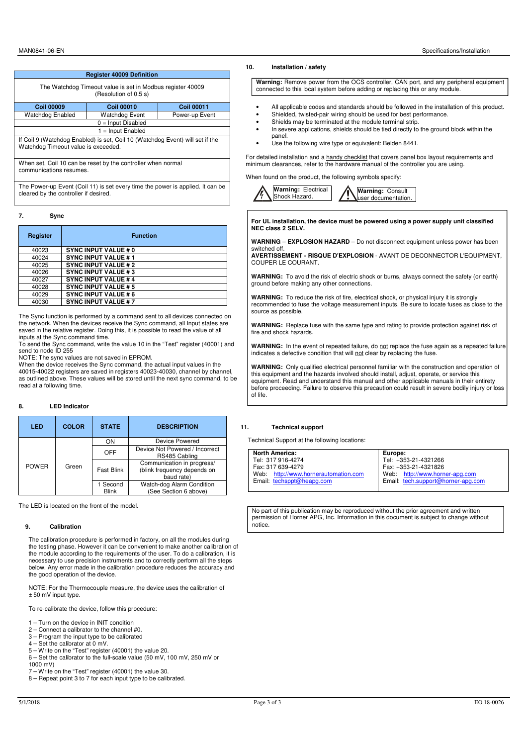| Register 40009 Definition | | |
|---|---|---|
| The Watchdog Timeout value is set in Modbus register 40009 (Resolution of 0.5 s) | | |
| **Coil 00009** | **Coil 00010** | **Coil 00011** |
| Watchdog Enabled | Watchdog Event | Power-up Event |
| 0 = Input Disabled | | |
| 1 = Input Enabled | | |
| If Coil 9 (Watchdog Enabled) is set, Coil 10 (Watchdog Event) will set if the Watchdog Timeout value is exceeded. | | |
| When set, Coil 10 can be reset by the controller when normal communications resumes. | | |
| The Power-up Event (Coil 11) is set every time the power is applied. It can be cleared by the controller if desired. | | |

## 7. Sync

| Register | Function |
|---|---|
| 40023 | **SYNC INPUT VALUE # 0** |
| 40024 | **SYNC INPUT VALUE # 1** |
| 40025 | **SYNC INPUT VALUE # 2** |
| 40026 | **SYNC INPUT VALUE # 3** |
| 40027 | **SYNC INPUT VALUE # 4** |
| 40028 | **SYNC INPUT VALUE # 5** |
| 40029 | **SYNC INPUT VALUE # 6** |
| 40030 | **SYNC INPUT VALUE # 7** |

The Sync function is performed by a command sent to all devices connected on the network. When the devices receive the Sync command, all Input states are saved in the relative register. Doing this, it is possible to read the value of all inputs at the Sync command time.
To send the Sync command, write the value 10 in the "Test" register (40001) and send to node ID 255
NOTE: The sync values are not saved in EPROM.
When the device receives the Sync command, the actual input values in the 40015-40022 registers are saved in registers 40023-40030, channel by channel, as outlined above. These values will be stored until the next sync command, to be read at a following time.

## 8. LED Indicator

| LED | COLOR | STATE | DESCRIPTION |
|---|---|---|---|
| POWER | Green | ON | Device Powered |
| | | OFF | Device Not Powered / Incorrect RS485 Cabling |
| | | Fast Blink | Communication in progress/ (blink frequency depends on baud rate) |
| | | 1 Second Blink | Watch-dog Alarm Condition (See Section 6 above) |

The LED is located on the front of the model.

## 9. Calibration

The calibration procedure is performed in factory, on all the modules during the testing phase. However it can be convenient to make another calibration of the module according to the requirements of the user. To do a calibration, it is necessary to use precision instruments and to correctly perform all the steps below. Any error made in the calibration procedure reduces the accuracy and the good operation of the device.

NOTE: For the Thermocouple measure, the device uses the calibration of ± 50 mV input type.

To re-calibrate the device, follow this procedure:

1 – Turn on the device in INIT condition
2 – Connect a calibrator to the channel #0.
3 – Program the input type to be calibrated
4 – Set the calibrator at 0 mV.
5 – Write on the "Test" register (40001) the value 20.
6 – Set the calibrator to the full-scale value (50 mV, 100 mV, 250 mV or 1000 mV)
7 – Write on the "Test" register (40001) the value 30.
8 – Repeat point 3 to 7 for each input type to be calibrated.

## 10. Installation / safety

**Warning:** Remove power from the OCS controller, CAN port, and any peripheral equipment connected to this local system before adding or replacing this or any module.

- All applicable codes and standards should be followed in the installation of this product.
- Shielded, twisted-pair wiring should be used for best performance.
- Shields may be terminated at the module terminal strip.
- In severe applications, shields should be tied directly to the ground block within the panel.
- Use the following wire type or equivalent: Belden 8441.

For detailed installation and a handy checklist that covers panel box layout requirements and minimum clearances, refer to the hardware manual of the controller you are using.

When found on the product, the following symbols specify:

**Warning:** Electrical Shock Hazard.

**Warning:** Consult user documentation.

**For UL installation, the device must be powered using a power supply unit classified NEC class 2 SELV.**

**WARNING** – **EXPLOSION HAZARD** – Do not disconnect equipment unless power has been switched off.
**AVERTISSEMENT - RISQUE D'EXPLOSION** - AVANT DE DECONNECTOR L'EQUIPMENT, COUPER LE COURANT.

**WARNING:** To avoid the risk of electric shock or burns, always connect the safety (or earth) ground before making any other connections.

**WARNING:** To reduce the risk of fire, electrical shock, or physical injury it is strongly recommended to fuse the voltage measurement inputs. Be sure to locate fuses as close to the source as possible.

**WARNING:** Replace fuse with the same type and rating to provide protection against risk of fire and shock hazards.

**WARNING:** In the event of repeated failure, do not replace the fuse again as a repeated failure indicates a defective condition that will not clear by replacing the fuse.

**WARNING:** Only qualified electrical personnel familiar with the construction and operation of this equipment and the hazards involved should install, adjust, operate, or service this equipment. Read and understand this manual and other applicable manuals in their entirety before proceeding. Failure to observe this precaution could result in severe bodily injury or loss of life.

## 11. Technical support

Technical Support at the following locations:

| North America: | Europe: |
|---|---|
| Tel: 317 916-4274 | Tel: +353-21-4321266 |
| Fax: 317 639-4279 | Fax: +353-21-4321826 |
| Web: http://www.hornerautomation.com | Web: http://www.horner-apg.com |
| Email: techsppt@heapg.com | Email: tech.support@horner-apg.com |

No part of this publication may be reproduced without the prior agreement and written permission of Horner APG, Inc. Information in this document is subject to change without notice.